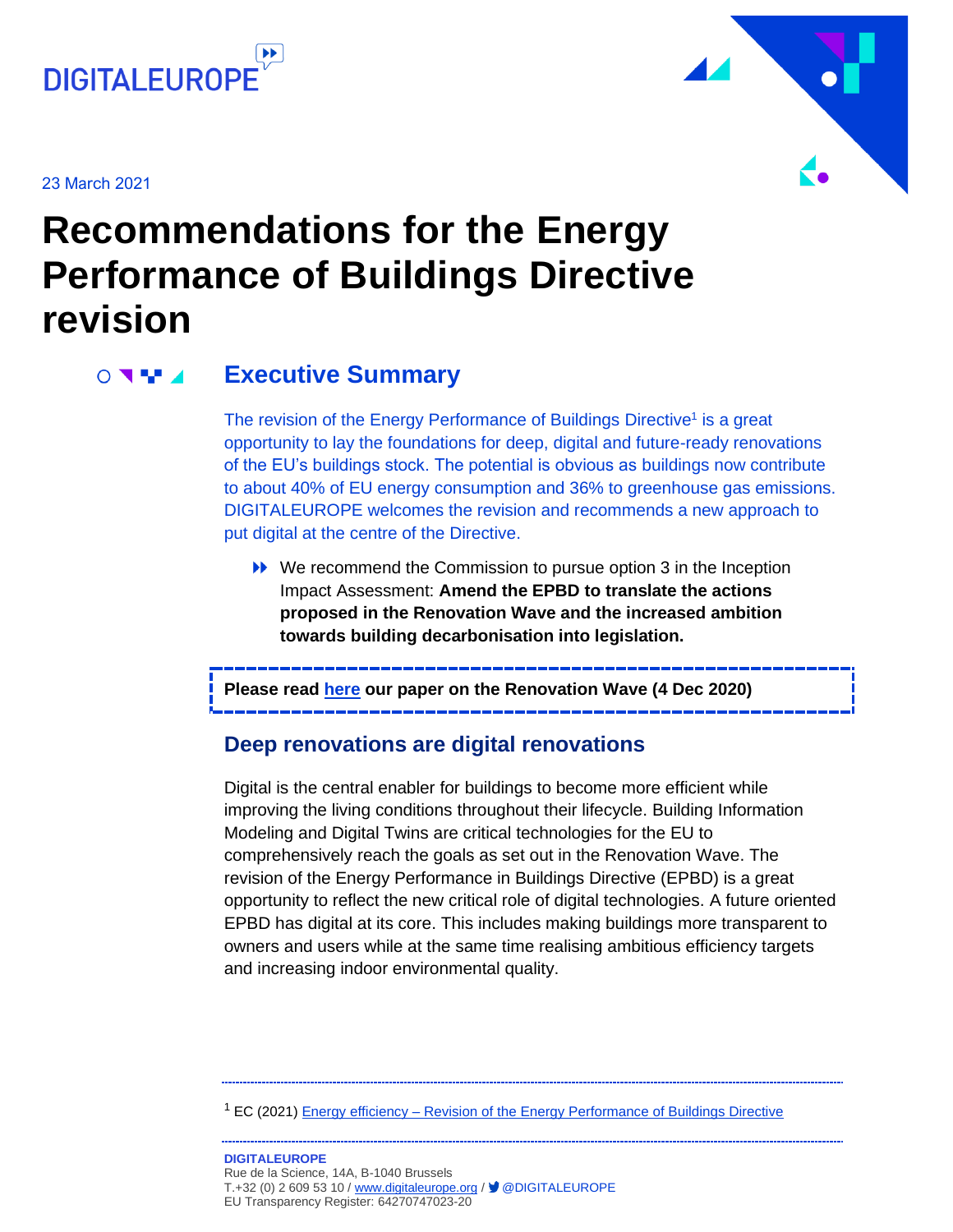DIGITALEUROPE

23 March 2021

# Recommendations for the Energy Performance of Buildings Directive revision

## Executive Summary

The revision of the Energy Performance of Buildings Directive[1] is a great opportunity to lay the foundations for deep, digital and future-ready renovations of the EU's buildings stock. The potential is obvious as buildings now contribute to about 40% of EU energy consumption and 36% to greenhouse gas emissions. DIGITALEUROPE welcomes the revision and recommends a new approach to put digital at the centre of the Directive.

- We recommend the Commission to pursue option 3 in the Inception Impact Assessment: **Amend the EPBD to translate the actions proposed in the Renovation Wave and the increased ambition towards building decarbonisation into legislation.**

**Please read here our paper on the Renovation Wave (4 Dec 2020)**

## Deep renovations are digital renovations

Digital is the central enabler for buildings to become more efficient while improving the living conditions throughout their lifecycle. Building Information Modeling and Digital Twins are critical technologies for the EU to comprehensively reach the goals as set out in the Renovation Wave. The revision of the Energy Performance in Buildings Directive (EPBD) is a great opportunity to reflect the new critical role of digital technologies. A future oriented EPBD has digital at its core. This includes making buildings more transparent to owners and users while at the same time realising ambitious efficiency targets and increasing indoor environmental quality.

---

[1] EC (2021) Energy efficiency – Revision of the Energy Performance of Buildings Directive

---

**DIGITALEUROPE**
Rue de la Science, 14A, B-1040 Brussels
T.+32 (0) 2 609 53 10 / www.digitaleurope.org / @DIGITALEUROPE
EU Transparency Register: 64270747023-20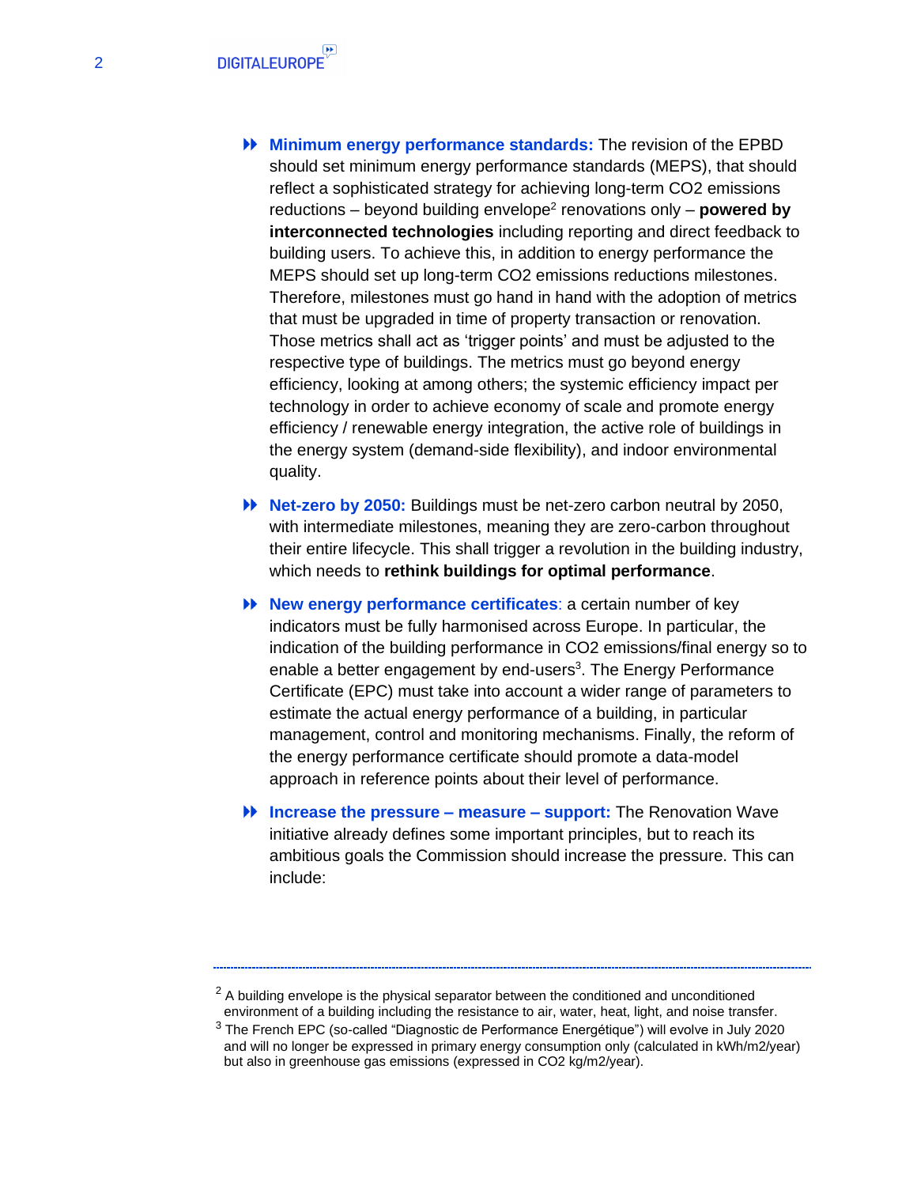- **Minimum energy performance standards:** The revision of the EPBD should set minimum energy performance standards (MEPS), that should reflect a sophisticated strategy for achieving long-term $CO_2$ emissions reductions – beyond building envelope[2] renovations only – **powered by interconnected technologies** including reporting and direct feedback to building users. To achieve this, in addition to energy performance the MEPS should set up long-term $CO_2$ emissions reductions milestones. Therefore, milestones must go hand in hand with the adoption of metrics that must be upgraded in time of property transaction or renovation. Those metrics shall act as 'trigger points' and must be adjusted to the respective type of buildings. The metrics must go beyond energy efficiency, looking at among others; the systemic efficiency impact per technology in order to achieve economy of scale and promote energy efficiency / renewable energy integration, the active role of buildings in the energy system (demand-side flexibility), and indoor environmental quality.

- **Net-zero by 2050:** Buildings must be net-zero carbon neutral by 2050, with intermediate milestones, meaning they are zero-carbon throughout their entire lifecycle. This shall trigger a revolution in the building industry, which needs to **rethink buildings for optimal performance**.

- **New energy performance certificates**: a certain number of key indicators must be fully harmonised across Europe. In particular, the indication of the building performance in $CO_2$ emissions/final energy so to enable a better engagement by end-users[3]. The Energy Performance Certificate (EPC) must take into account a wider range of parameters to estimate the actual energy performance of a building, in particular management, control and monitoring mechanisms. Finally, the reform of the energy performance certificate should promote a data-model approach in reference points about their level of performance.

- **Increase the pressure – measure – support:** The Renovation Wave initiative already defines some important principles, but to reach its ambitious goals the Commission should increase the pressure. This can include:

---

[2] A building envelope is the physical separator between the conditioned and unconditioned environment of a building including the resistance to air, water, heat, light, and noise transfer.

[3] The French EPC (so-called "Diagnostic de Performance Energétique") will evolve in July 2020 and will no longer be expressed in primary energy consumption only (calculated in kWh/m2/year) but also in greenhouse gas emissions (expressed in $CO_2$ kg/m2/year).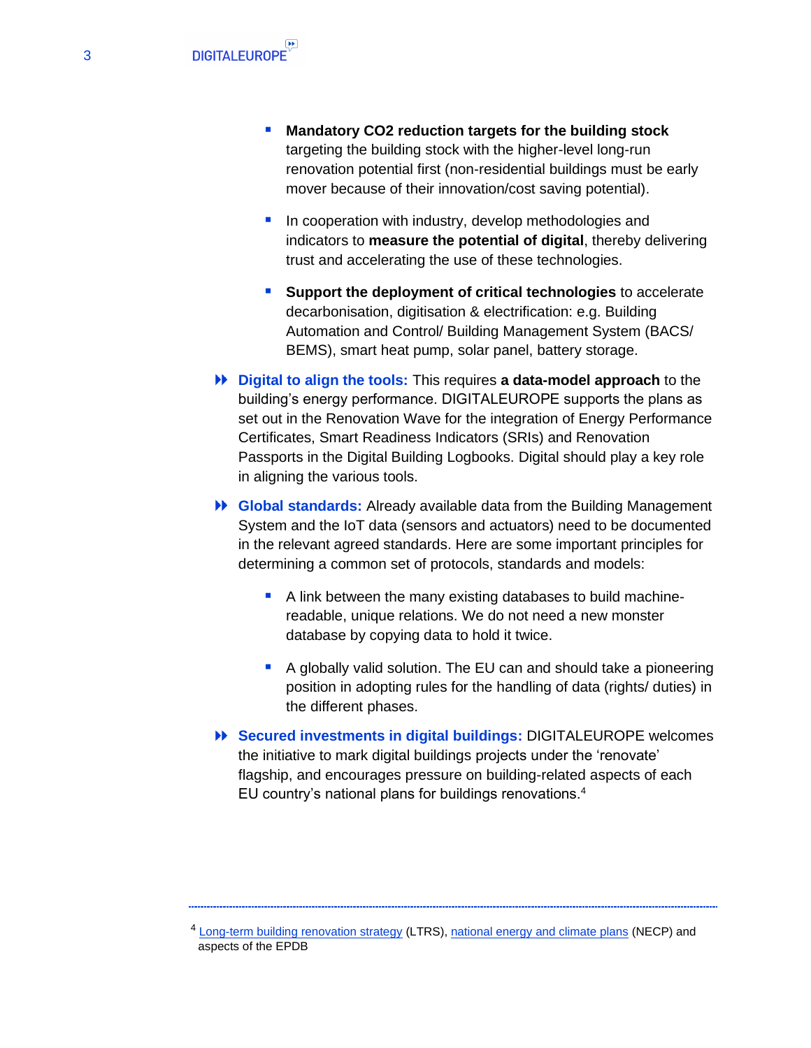- **Mandatory $CO_2$ reduction targets for the building stock** targeting the building stock with the higher-level long-run renovation potential first (non-residential buildings must be early mover because of their innovation/cost saving potential).

  - In cooperation with industry, develop methodologies and indicators to **measure the potential of digital**, thereby delivering trust and accelerating the use of these technologies.

  - **Support the deployment of critical technologies** to accelerate decarbonisation, digitisation & electrification: e.g. Building Automation and Control/ Building Management System (BACS/ BEMS), smart heat pump, solar panel, battery storage.

- **Digital to align the tools:** This requires **a data-model approach** to the building's energy performance. DIGITALEUROPE supports the plans as set out in the Renovation Wave for the integration of Energy Performance Certificates, Smart Readiness Indicators (SRIs) and Renovation Passports in the Digital Building Logbooks. Digital should play a key role in aligning the various tools.

- **Global standards:** Already available data from the Building Management System and the IoT data (sensors and actuators) need to be documented in the relevant agreed standards. Here are some important principles for determining a common set of protocols, standards and models:

  - A link between the many existing databases to build machine-readable, unique relations. We do not need a new monster database by copying data to hold it twice.

  - A globally valid solution. The EU can and should take a pioneering position in adopting rules for the handling of data (rights/ duties) in the different phases.

- **Secured investments in digital buildings:** DIGITALEUROPE welcomes the initiative to mark digital buildings projects under the 'renovate' flagship, and encourages pressure on building-related aspects of each EU country's national plans for buildings renovations.[4]

---

[4] Long-term building renovation strategy (LTRS), national energy and climate plans (NECP) and aspects of the EPDB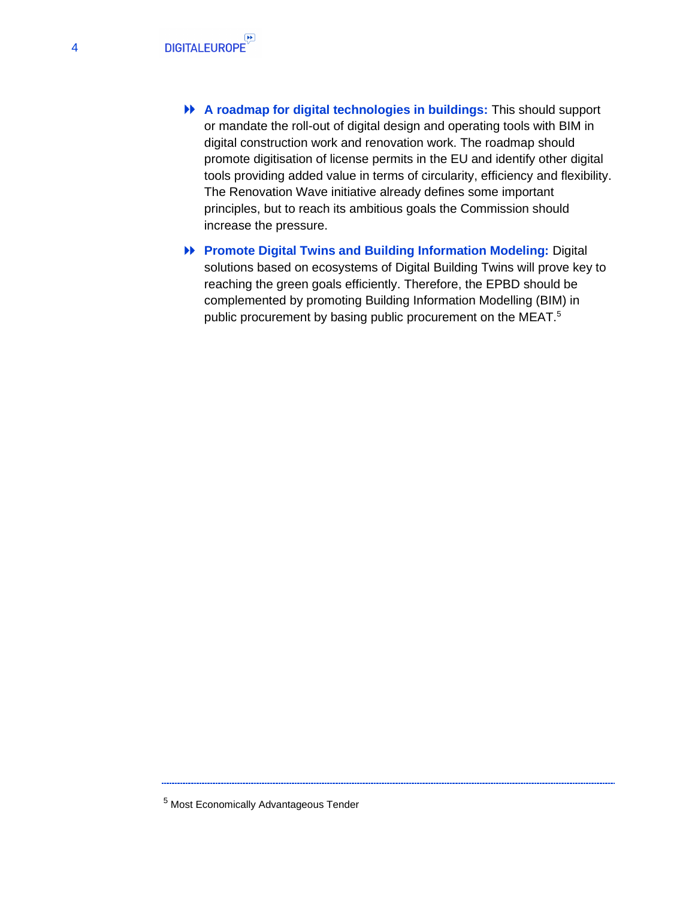- **A roadmap for digital technologies in buildings:** This should support or mandate the roll-out of digital design and operating tools with BIM in digital construction work and renovation work. The roadmap should promote digitisation of license permits in the EU and identify other digital tools providing added value in terms of circularity, efficiency and flexibility. The Renovation Wave initiative already defines some important principles, but to reach its ambitious goals the Commission should increase the pressure.

- **Promote Digital Twins and Building Information Modeling:** Digital solutions based on ecosystems of Digital Building Twins will prove key to reaching the green goals efficiently. Therefore, the EPBD should be complemented by promoting Building Information Modelling (BIM) in public procurement by basing public procurement on the MEAT.[5]

---

[5] Most Economically Advantageous Tender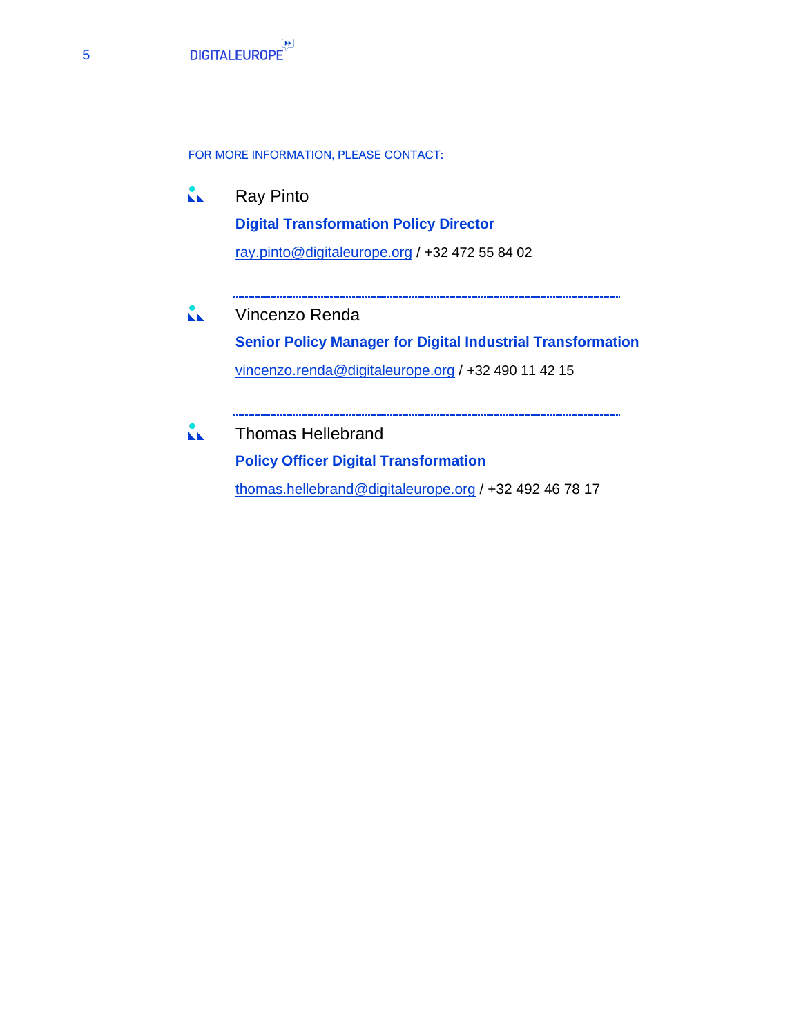FOR MORE INFORMATION, PLEASE CONTACT:

Ray Pinto

**Digital Transformation Policy Director**

ray.pinto@digitaleurope.org / +32 472 55 84 02

---

Vincenzo Renda

**Senior Policy Manager for Digital Industrial Transformation**

vincenzo.renda@digitaleurope.org / +32 490 11 42 15

---

Thomas Hellebrand

**Policy Officer Digital Transformation**

thomas.hellebrand@digitaleurope.org / +32 492 46 78 17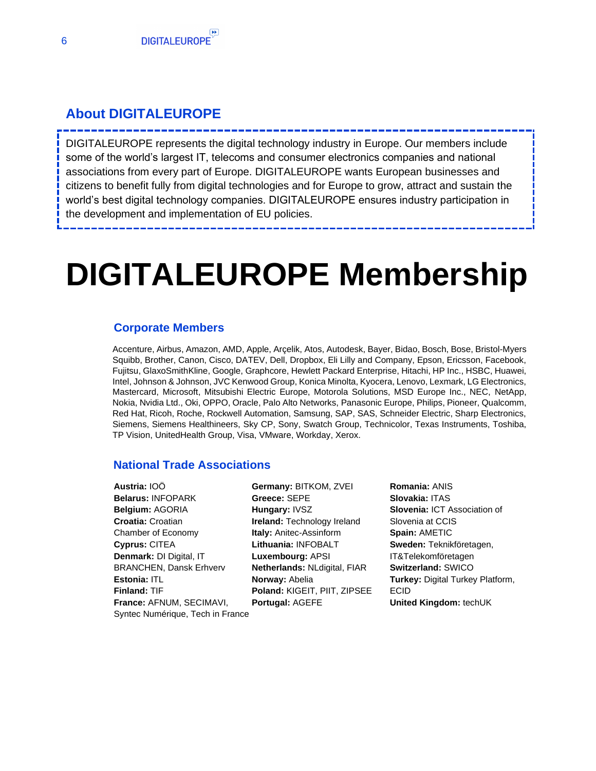## About DIGITALEUROPE

DIGITALEUROPE represents the digital technology industry in Europe. Our members include some of the world's largest IT, telecoms and consumer electronics companies and national associations from every part of Europe. DIGITALEUROPE wants European businesses and citizens to benefit fully from digital technologies and for Europe to grow, attract and sustain the world's best digital technology companies. DIGITALEUROPE ensures industry participation in the development and implementation of EU policies.

# DIGITALEUROPE Membership

### Corporate Members

Accenture, Airbus, Amazon, AMD, Apple, Arçelik, Atos, Autodesk, Bayer, Bidao, Bosch, Bose, Bristol-Myers Squibb, Brother, Canon, Cisco, DATEV, Dell, Dropbox, Eli Lilly and Company, Epson, Ericsson, Facebook, Fujitsu, GlaxoSmithKline, Google, Graphcore, Hewlett Packard Enterprise, Hitachi, HP Inc., HSBC, Huawei, Intel, Johnson & Johnson, JVC Kenwood Group, Konica Minolta, Kyocera, Lenovo, Lexmark, LG Electronics, Mastercard, Microsoft, Mitsubishi Electric Europe, Motorola Solutions, MSD Europe Inc., NEC, NetApp, Nokia, Nvidia Ltd., Oki, OPPO, Oracle, Palo Alto Networks, Panasonic Europe, Philips, Pioneer, Qualcomm, Red Hat, Ricoh, Roche, Rockwell Automation, Samsung, SAP, SAS, Schneider Electric, Sharp Electronics, Siemens, Siemens Healthineers, Sky CP, Sony, Swatch Group, Technicolor, Texas Instruments, Toshiba, TP Vision, UnitedHealth Group, Visa, VMware, Workday, Xerox.

### National Trade Associations

**Austria:** IOÖ
**Belarus:** INFOPARK
**Belgium:** AGORIA
**Croatia:** Croatian Chamber of Economy
**Cyprus:** CITEA
**Denmark:** DI Digital, IT BRANCHEN, Dansk Erhverv
**Estonia:** ITL
**Finland:** TIF
**France:** AFNUM, SECIMAVI, Syntec Numérique, Tech in France
**Germany:** BITKOM, ZVEI
**Greece:** SEPE
**Hungary:** IVSZ
**Ireland:** Technology Ireland
**Italy:** Anitec-Assinform
**Lithuania:** INFOBALT
**Luxembourg:** APSI
**Netherlands:** NLdigital, FIAR
**Norway:** Abelia
**Poland:** KIGEIT, PIIT, ZIPSEE
**Portugal:** AGEFE
**Romania:** ANIS
**Slovakia:** ITAS
**Slovenia:** ICT Association of Slovenia at CCIS
**Spain:** AMETIC
**Sweden:** Teknikföretagen, IT&Telekomföretagen
**Switzerland:** SWICO
**Turkey:** Digital Turkey Platform, ECID
**United Kingdom:** techUK